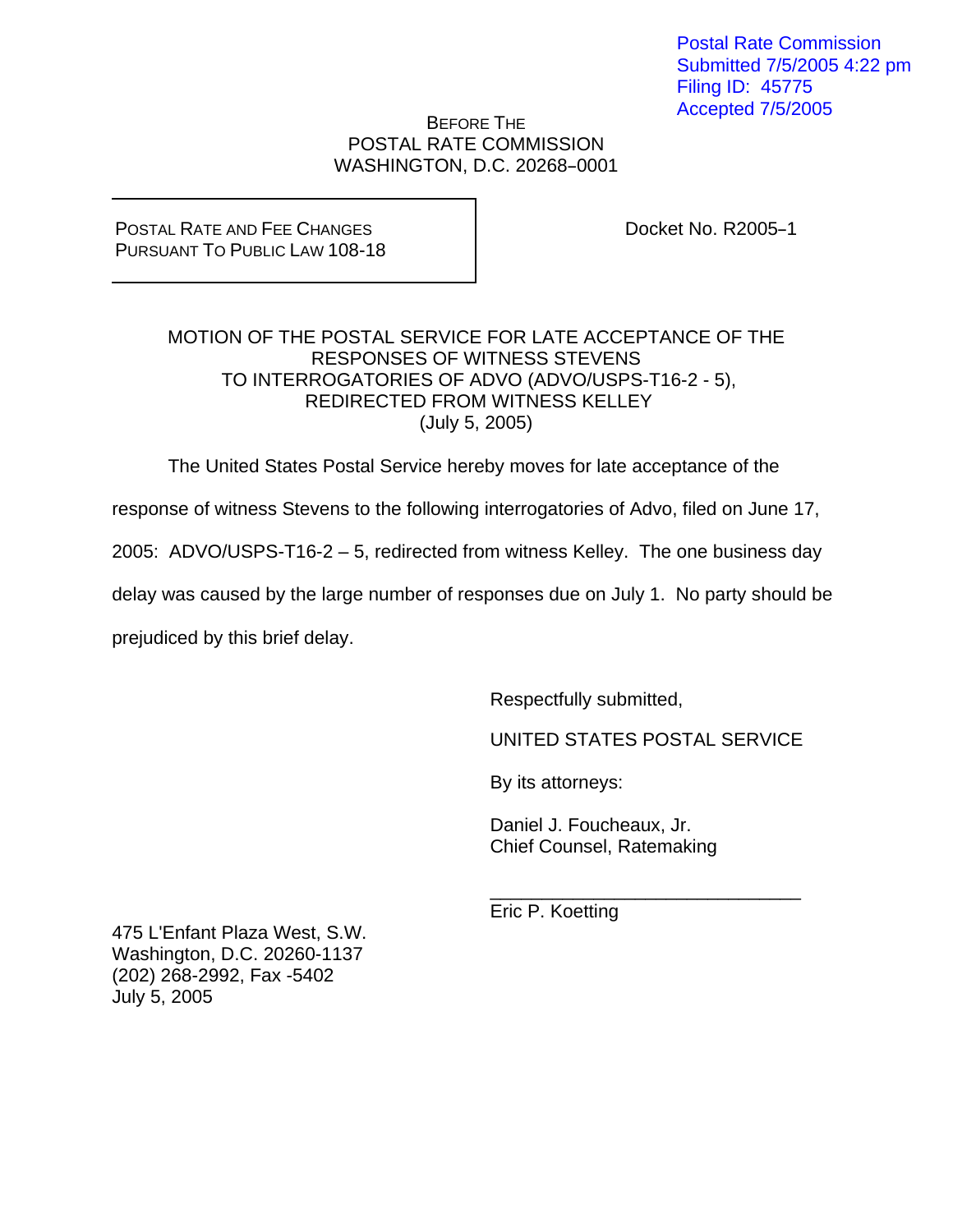Postal Rate Commission
Submitted 7/5/2005 4:22 pm
Filing ID: 45775
Accepted 7/5/2005

BEFORE THE
POSTAL RATE COMMISSION
WASHINGTON, D.C. 20268–0001

| POSTAL RATE AND FEE CHANGES PURSUANT TO PUBLIC LAW 108-18 | Docket No. R2005–1 |
|---|---|

MOTION OF THE POSTAL SERVICE FOR LATE ACCEPTANCE OF THE RESPONSES OF WITNESS STEVENS TO INTERROGATORIES OF ADVO (ADVO/USPS-T16-2 - 5), REDIRECTED FROM WITNESS KELLEY
(July 5, 2005)

The United States Postal Service hereby moves for late acceptance of the response of witness Stevens to the following interrogatories of Advo, filed on June 17, 2005: ADVO/USPS-T16-2 – 5, redirected from witness Kelley. The one business day delay was caused by the large number of responses due on July 1. No party should be prejudiced by this brief delay.

Respectfully submitted,

UNITED STATES POSTAL SERVICE

By its attorneys:

Daniel J. Foucheaux, Jr.
Chief Counsel, Ratemaking

\_\_\_\_\_\_\_\_\_\_\_\_\_\_\_\_\_\_\_\_\_\_\_\_\_\_\_\_\_\_
Eric P. Koetting

475 L'Enfant Plaza West, S.W.
Washington, D.C. 20260-1137
(202) 268-2992, Fax -5402
July 5, 2005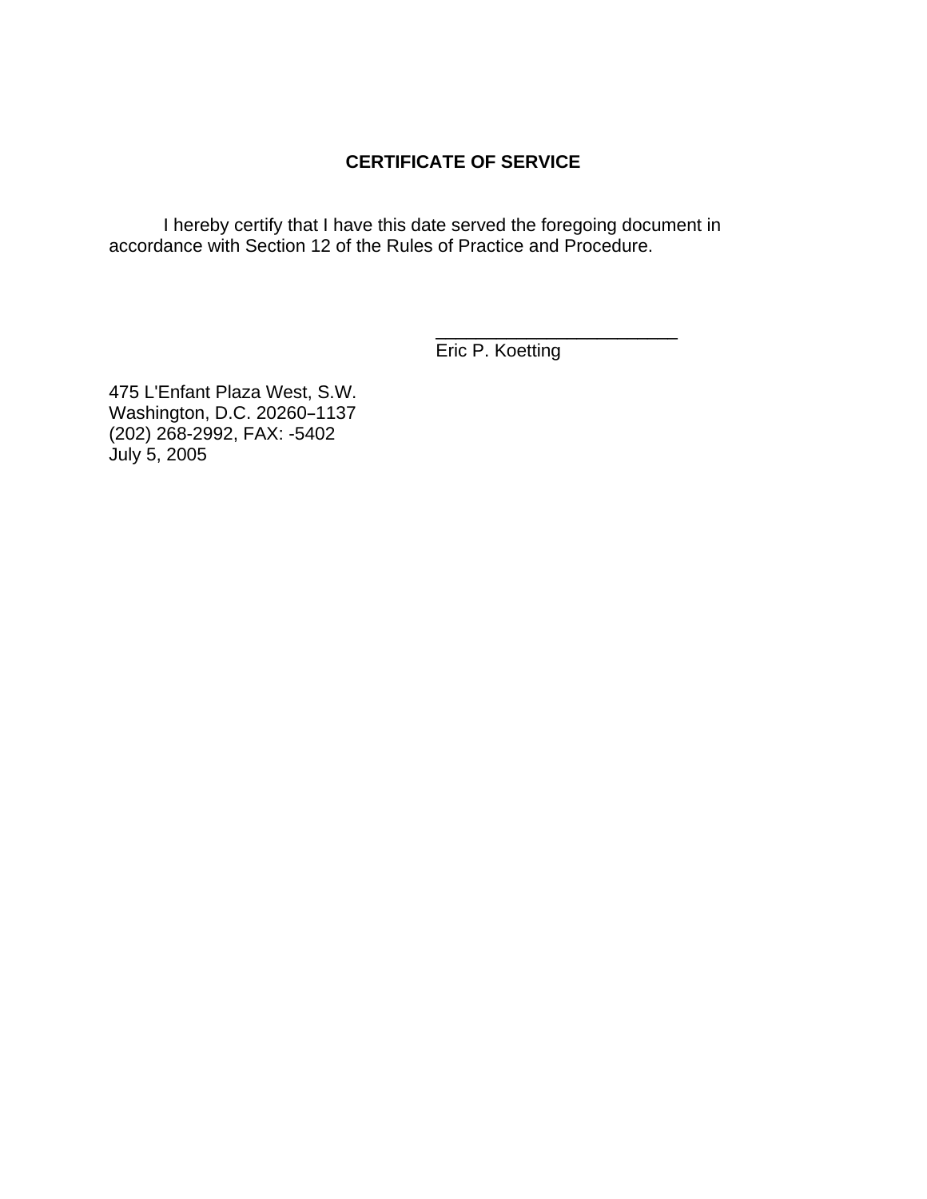## CERTIFICATE OF SERVICE

I hereby certify that I have this date served the foregoing document in accordance with Section 12 of the Rules of Practice and Procedure.

\_\_\_\_\_\_\_\_\_\_\_\_\_\_\_\_\_\_\_\_\_\_\_\_
Eric P. Koetting

475 L'Enfant Plaza West, S.W.
Washington, D.C. 20260–1137
(202) 268-2992, FAX: -5402
July 5, 2005